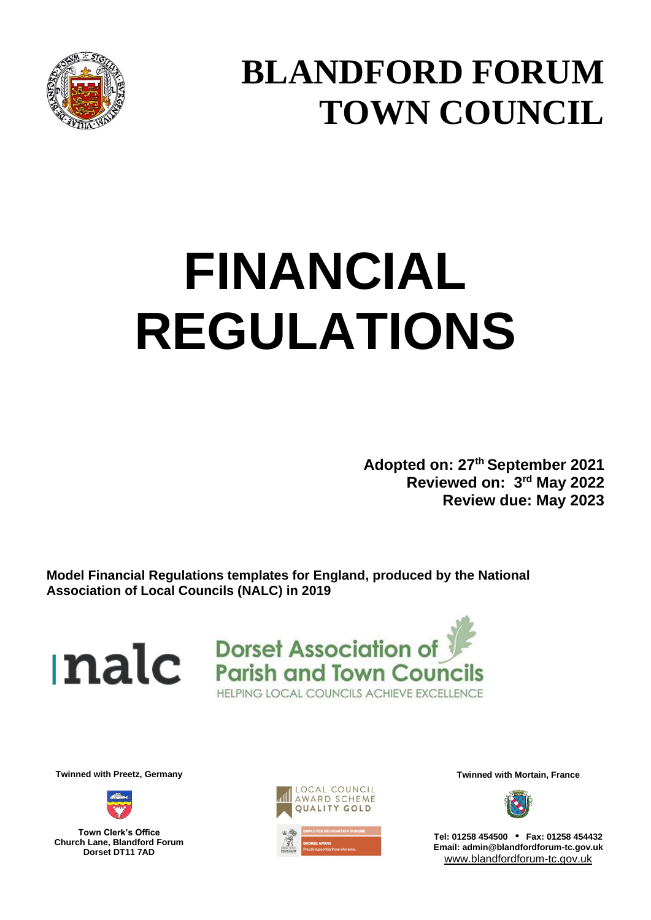# BLANDFORD FORUM TOWN COUNCIL

# FINANCIAL REGULATIONS

**Adopted on: 27th September 2021**
**Reviewed on: 3rd May 2022**
**Review due: May 2023**

**Model Financial Regulations templates for England, produced by the National Association of Local Councils (NALC) in 2019**

**Twinned with Preetz, Germany**

**Town Clerk's Office**
**Church Lane, Blandford Forum**
**Dorset DT11 7AD**

**Twinned with Mortain, France**

**Tel: 01258 454500 • Fax: 01258 454432**
**Email: admin@blandfordforum-tc.gov.uk**
www.blandfordforum-tc.gov.uk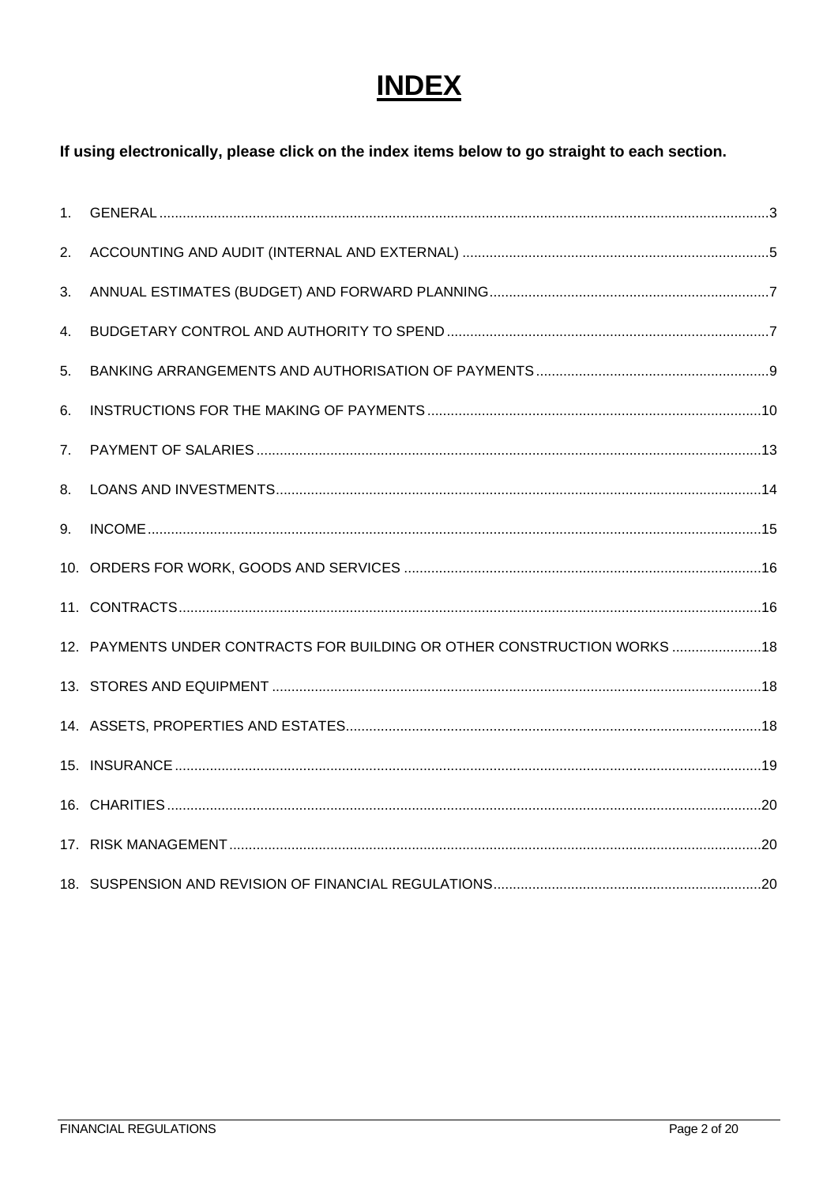# INDEX

**If using electronically, please click on the index items below to go straight to each section.**

1. GENERAL ....................................................................................................................................3
2. ACCOUNTING AND AUDIT (INTERNAL AND EXTERNAL) ...........................................................5
3. ANNUAL ESTIMATES (BUDGET) AND FORWARD PLANNING....................................................7
4. BUDGETARY CONTROL AND AUTHORITY TO SPEND ...............................................................7
5. BANKING ARRANGEMENTS AND AUTHORISATION OF PAYMENTS ........................................9
6. INSTRUCTIONS FOR THE MAKING OF PAYMENTS ..................................................................10
7. PAYMENT OF SALARIES ..............................................................................................................13
8. LOANS AND INVESTMENTS..........................................................................................................14
9. INCOME..........................................................................................................................................15
10. ORDERS FOR WORK, GOODS AND SERVICES .........................................................................16
11. CONTRACTS..................................................................................................................................16
12. PAYMENTS UNDER CONTRACTS FOR BUILDING OR OTHER CONSTRUCTION WORKS .......................18
13. STORES AND EQUIPMENT ...........................................................................................................18
14. ASSETS, PROPERTIES AND ESTATES.........................................................................................18
15. INSURANCE ...................................................................................................................................19
16. CHARITIES .....................................................................................................................................20
17. RISK MANAGEMENT .....................................................................................................................20
18. SUSPENSION AND REVISION OF FINANCIAL REGULATIONS...................................................20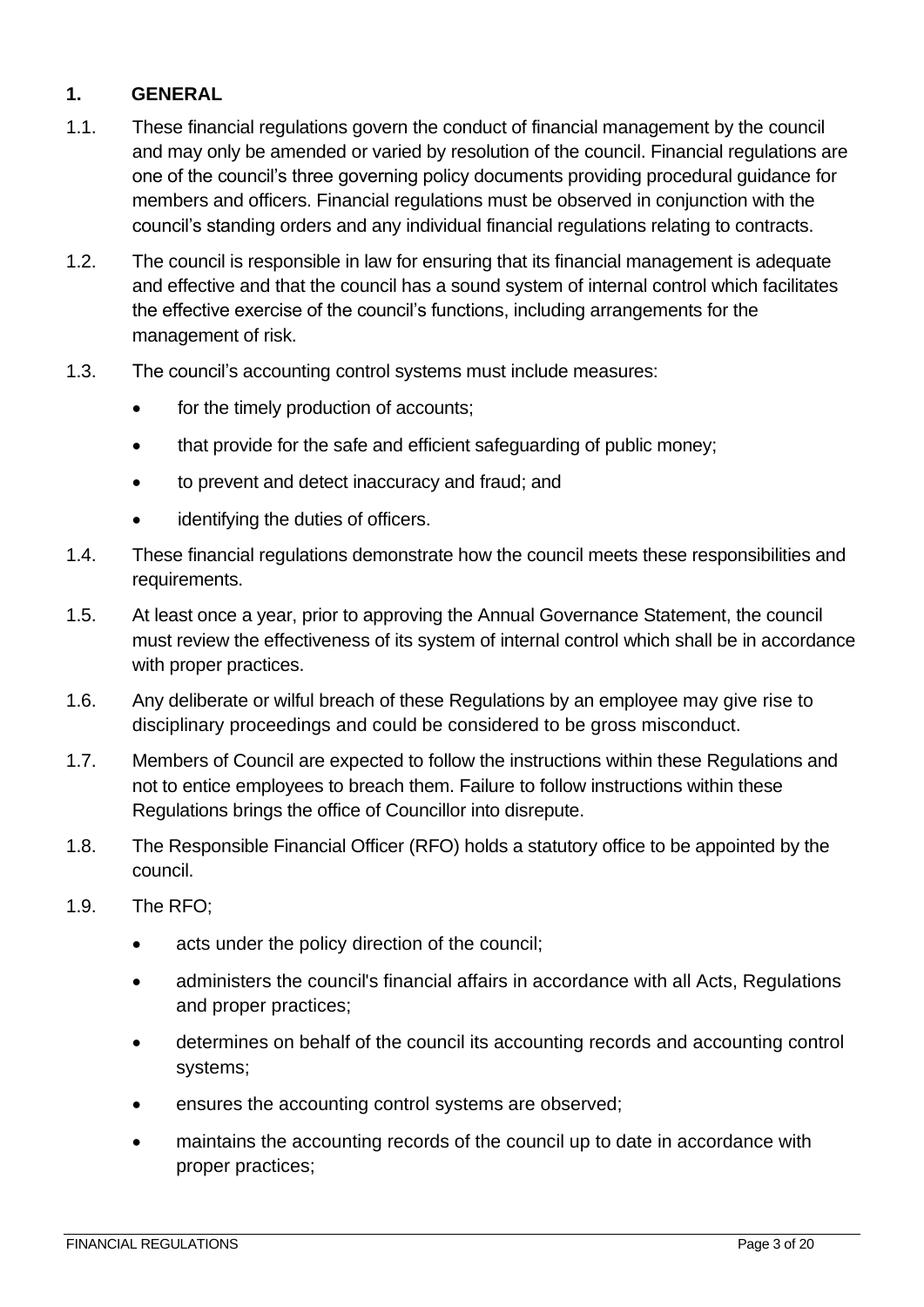## 1. GENERAL

1.1. These financial regulations govern the conduct of financial management by the council and may only be amended or varied by resolution of the council. Financial regulations are one of the council's three governing policy documents providing procedural guidance for members and officers. Financial regulations must be observed in conjunction with the council's standing orders and any individual financial regulations relating to contracts.

1.2. The council is responsible in law for ensuring that its financial management is adequate and effective and that the council has a sound system of internal control which facilitates the effective exercise of the council's functions, including arrangements for the management of risk.

1.3. The council's accounting control systems must include measures:

- for the timely production of accounts;
- that provide for the safe and efficient safeguarding of public money;
- to prevent and detect inaccuracy and fraud; and
- identifying the duties of officers.

1.4. These financial regulations demonstrate how the council meets these responsibilities and requirements.

1.5. At least once a year, prior to approving the Annual Governance Statement, the council must review the effectiveness of its system of internal control which shall be in accordance with proper practices.

1.6. Any deliberate or wilful breach of these Regulations by an employee may give rise to disciplinary proceedings and could be considered to be gross misconduct.

1.7. Members of Council are expected to follow the instructions within these Regulations and not to entice employees to breach them. Failure to follow instructions within these Regulations brings the office of Councillor into disrepute.

1.8. The Responsible Financial Officer (RFO) holds a statutory office to be appointed by the council.

1.9. The RFO;

- acts under the policy direction of the council;
- administers the council's financial affairs in accordance with all Acts, Regulations and proper practices;
- determines on behalf of the council its accounting records and accounting control systems;
- ensures the accounting control systems are observed;
- maintains the accounting records of the council up to date in accordance with proper practices;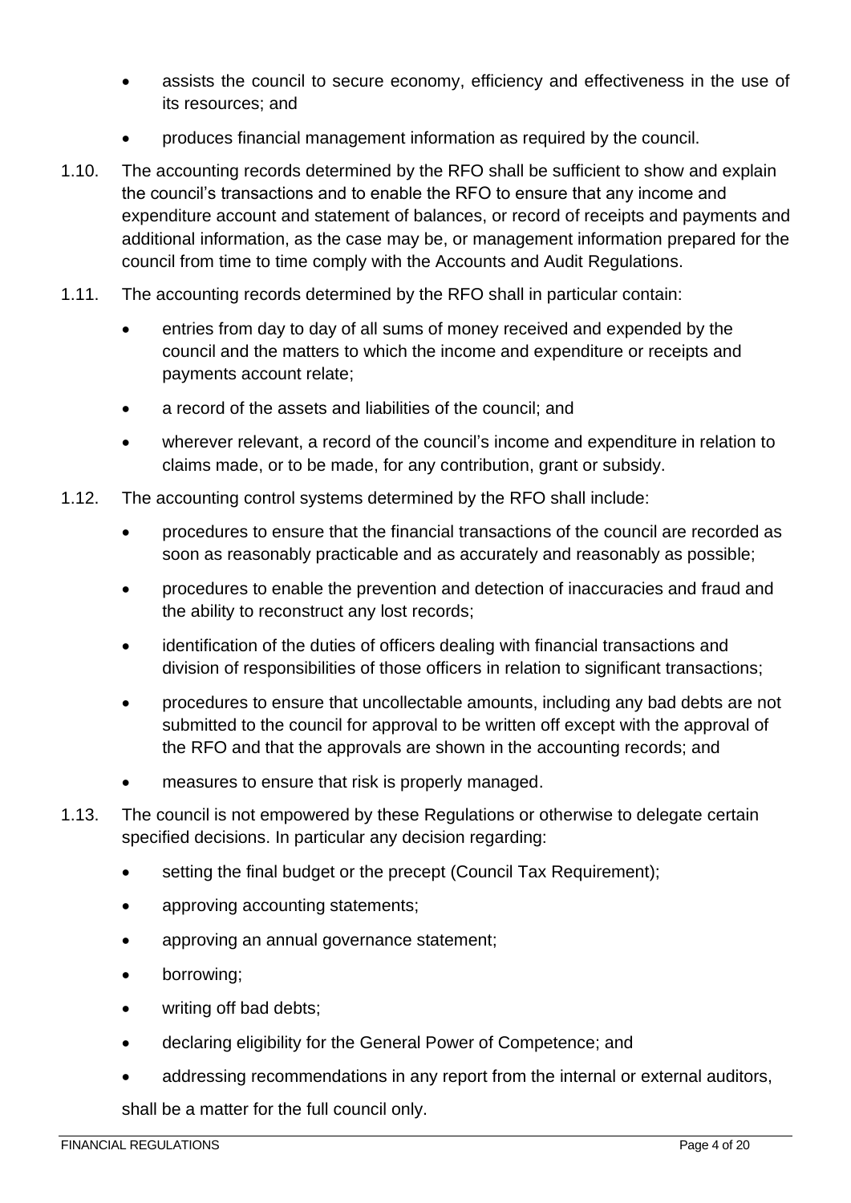- assists the council to secure economy, efficiency and effectiveness in the use of its resources; and
- produces financial management information as required by the council.

1.10. The accounting records determined by the RFO shall be sufficient to show and explain the council's transactions and to enable the RFO to ensure that any income and expenditure account and statement of balances, or record of receipts and payments and additional information, as the case may be, or management information prepared for the council from time to time comply with the Accounts and Audit Regulations.

1.11. The accounting records determined by the RFO shall in particular contain:

- entries from day to day of all sums of money received and expended by the council and the matters to which the income and expenditure or receipts and payments account relate;
- a record of the assets and liabilities of the council; and
- wherever relevant, a record of the council's income and expenditure in relation to claims made, or to be made, for any contribution, grant or subsidy.

1.12. The accounting control systems determined by the RFO shall include:

- procedures to ensure that the financial transactions of the council are recorded as soon as reasonably practicable and as accurately and reasonably as possible;
- procedures to enable the prevention and detection of inaccuracies and fraud and the ability to reconstruct any lost records;
- identification of the duties of officers dealing with financial transactions and division of responsibilities of those officers in relation to significant transactions;
- procedures to ensure that uncollectable amounts, including any bad debts are not submitted to the council for approval to be written off except with the approval of the RFO and that the approvals are shown in the accounting records; and
- measures to ensure that risk is properly managed.

1.13. The council is not empowered by these Regulations or otherwise to delegate certain specified decisions. In particular any decision regarding:

- setting the final budget or the precept (Council Tax Requirement);
- approving accounting statements;
- approving an annual governance statement;
- borrowing;
- writing off bad debts;
- declaring eligibility for the General Power of Competence; and
- addressing recommendations in any report from the internal or external auditors,

shall be a matter for the full council only.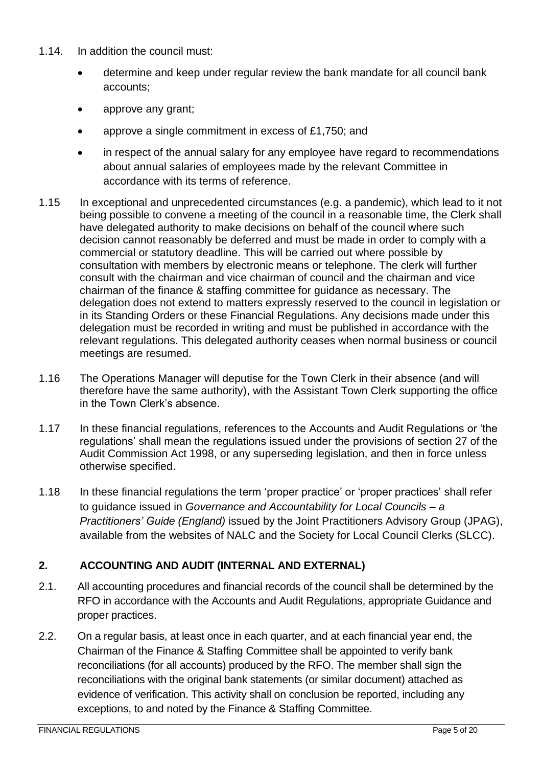1.14. In addition the council must:

- determine and keep under regular review the bank mandate for all council bank accounts;
- approve any grant;
- approve a single commitment in excess of £1,750; and
- in respect of the annual salary for any employee have regard to recommendations about annual salaries of employees made by the relevant Committee in accordance with its terms of reference.

1.15 In exceptional and unprecedented circumstances (e.g. a pandemic), which lead to it not being possible to convene a meeting of the council in a reasonable time, the Clerk shall have delegated authority to make decisions on behalf of the council where such decision cannot reasonably be deferred and must be made in order to comply with a commercial or statutory deadline. This will be carried out where possible by consultation with members by electronic means or telephone. The clerk will further consult with the chairman and vice chairman of council and the chairman and vice chairman of the finance & staffing committee for guidance as necessary. The delegation does not extend to matters expressly reserved to the council in legislation or in its Standing Orders or these Financial Regulations. Any decisions made under this delegation must be recorded in writing and must be published in accordance with the relevant regulations. This delegated authority ceases when normal business or council meetings are resumed.

1.16 The Operations Manager will deputise for the Town Clerk in their absence (and will therefore have the same authority), with the Assistant Town Clerk supporting the office in the Town Clerk's absence.

1.17 In these financial regulations, references to the Accounts and Audit Regulations or 'the regulations' shall mean the regulations issued under the provisions of section 27 of the Audit Commission Act 1998, or any superseding legislation, and then in force unless otherwise specified.

1.18 In these financial regulations the term 'proper practice' or 'proper practices' shall refer to guidance issued in *Governance and Accountability for Local Councils – a Practitioners' Guide (England)* issued by the Joint Practitioners Advisory Group (JPAG), available from the websites of NALC and the Society for Local Council Clerks (SLCC).

## 2. ACCOUNTING AND AUDIT (INTERNAL AND EXTERNAL)

2.1. All accounting procedures and financial records of the council shall be determined by the RFO in accordance with the Accounts and Audit Regulations, appropriate Guidance and proper practices.

2.2. On a regular basis, at least once in each quarter, and at each financial year end, the Chairman of the Finance & Staffing Committee shall be appointed to verify bank reconciliations (for all accounts) produced by the RFO. The member shall sign the reconciliations with the original bank statements (or similar document) attached as evidence of verification. This activity shall on conclusion be reported, including any exceptions, to and noted by the Finance & Staffing Committee.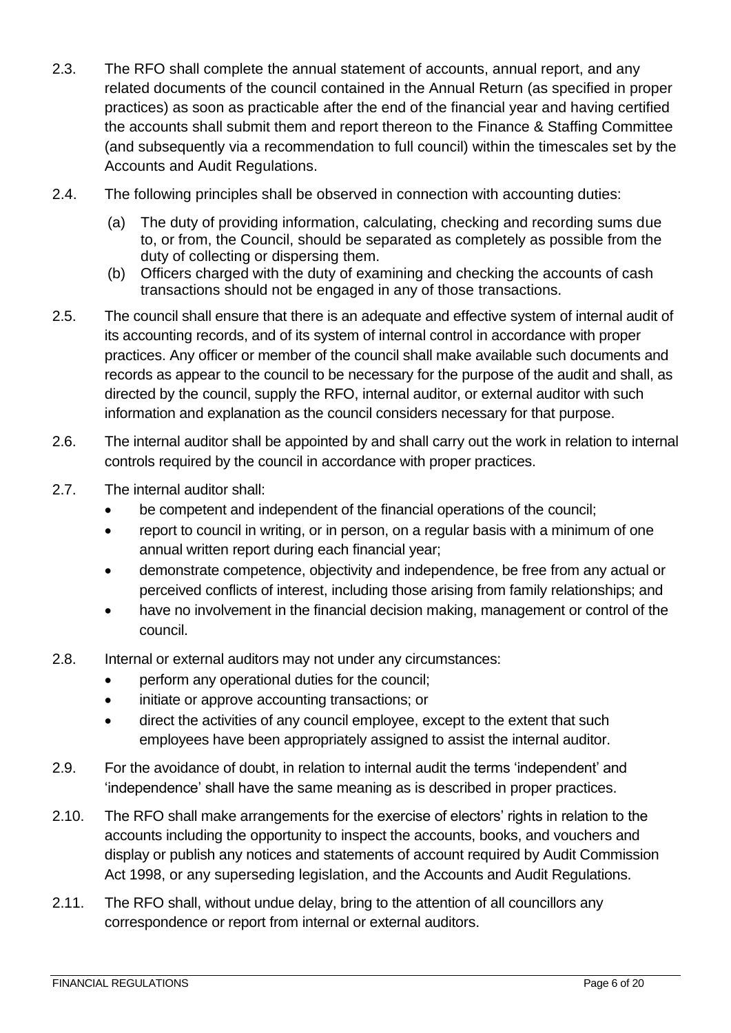2.3. The RFO shall complete the annual statement of accounts, annual report, and any related documents of the council contained in the Annual Return (as specified in proper practices) as soon as practicable after the end of the financial year and having certified the accounts shall submit them and report thereon to the Finance & Staffing Committee (and subsequently via a recommendation to full council) within the timescales set by the Accounts and Audit Regulations.

2.4. The following principles shall be observed in connection with accounting duties:

- (a) The duty of providing information, calculating, checking and recording sums due to, or from, the Council, should be separated as completely as possible from the duty of collecting or dispersing them.
- (b) Officers charged with the duty of examining and checking the accounts of cash transactions should not be engaged in any of those transactions.

2.5. The council shall ensure that there is an adequate and effective system of internal audit of its accounting records, and of its system of internal control in accordance with proper practices. Any officer or member of the council shall make available such documents and records as appear to the council to be necessary for the purpose of the audit and shall, as directed by the council, supply the RFO, internal auditor, or external auditor with such information and explanation as the council considers necessary for that purpose.

2.6. The internal auditor shall be appointed by and shall carry out the work in relation to internal controls required by the council in accordance with proper practices.

2.7. The internal auditor shall:

- be competent and independent of the financial operations of the council;
- report to council in writing, or in person, on a regular basis with a minimum of one annual written report during each financial year;
- demonstrate competence, objectivity and independence, be free from any actual or perceived conflicts of interest, including those arising from family relationships; and
- have no involvement in the financial decision making, management or control of the council.

2.8. Internal or external auditors may not under any circumstances:

- perform any operational duties for the council;
- initiate or approve accounting transactions; or
- direct the activities of any council employee, except to the extent that such employees have been appropriately assigned to assist the internal auditor.

2.9. For the avoidance of doubt, in relation to internal audit the terms 'independent' and 'independence' shall have the same meaning as is described in proper practices.

2.10. The RFO shall make arrangements for the exercise of electors' rights in relation to the accounts including the opportunity to inspect the accounts, books, and vouchers and display or publish any notices and statements of account required by Audit Commission Act 1998, or any superseding legislation, and the Accounts and Audit Regulations.

2.11. The RFO shall, without undue delay, bring to the attention of all councillors any correspondence or report from internal or external auditors.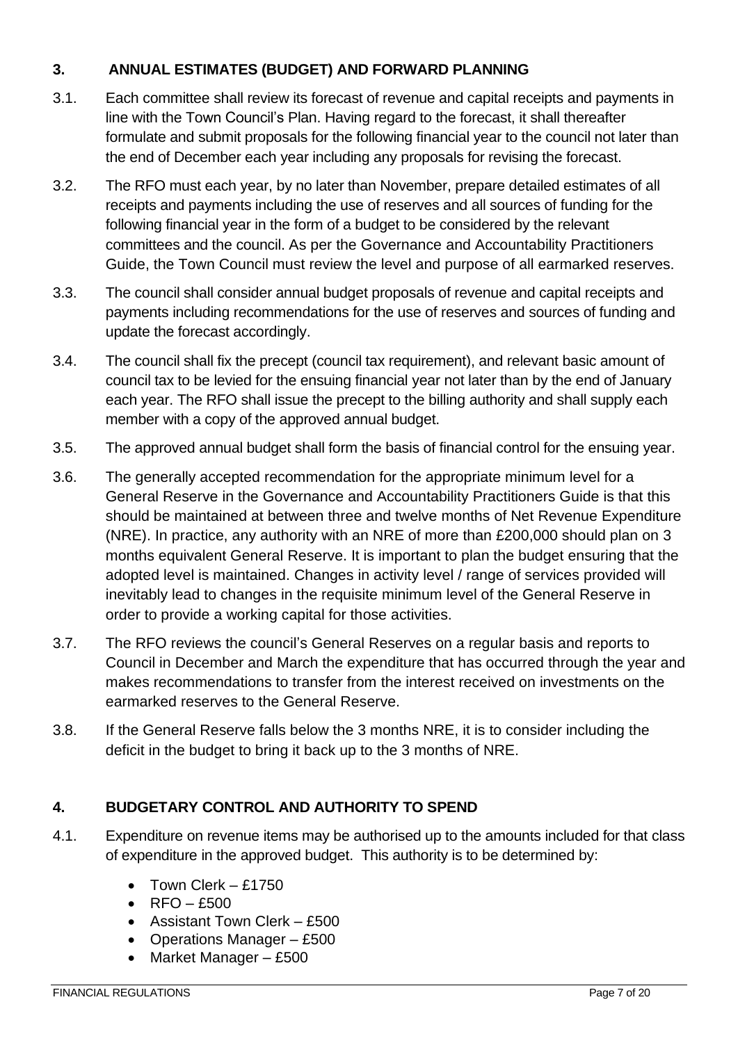## 3. ANNUAL ESTIMATES (BUDGET) AND FORWARD PLANNING

3.1. Each committee shall review its forecast of revenue and capital receipts and payments in line with the Town Council's Plan. Having regard to the forecast, it shall thereafter formulate and submit proposals for the following financial year to the council not later than the end of December each year including any proposals for revising the forecast.

3.2. The RFO must each year, by no later than November, prepare detailed estimates of all receipts and payments including the use of reserves and all sources of funding for the following financial year in the form of a budget to be considered by the relevant committees and the council. As per the Governance and Accountability Practitioners Guide, the Town Council must review the level and purpose of all earmarked reserves.

3.3. The council shall consider annual budget proposals of revenue and capital receipts and payments including recommendations for the use of reserves and sources of funding and update the forecast accordingly.

3.4. The council shall fix the precept (council tax requirement), and relevant basic amount of council tax to be levied for the ensuing financial year not later than by the end of January each year. The RFO shall issue the precept to the billing authority and shall supply each member with a copy of the approved annual budget.

3.5. The approved annual budget shall form the basis of financial control for the ensuing year.

3.6. The generally accepted recommendation for the appropriate minimum level for a General Reserve in the Governance and Accountability Practitioners Guide is that this should be maintained at between three and twelve months of Net Revenue Expenditure (NRE). In practice, any authority with an NRE of more than £200,000 should plan on 3 months equivalent General Reserve. It is important to plan the budget ensuring that the adopted level is maintained. Changes in activity level / range of services provided will inevitably lead to changes in the requisite minimum level of the General Reserve in order to provide a working capital for those activities.

3.7. The RFO reviews the council's General Reserves on a regular basis and reports to Council in December and March the expenditure that has occurred through the year and makes recommendations to transfer from the interest received on investments on the earmarked reserves to the General Reserve.

3.8. If the General Reserve falls below the 3 months NRE, it is to consider including the deficit in the budget to bring it back up to the 3 months of NRE.

## 4. BUDGETARY CONTROL AND AUTHORITY TO SPEND

4.1. Expenditure on revenue items may be authorised up to the amounts included for that class of expenditure in the approved budget. This authority is to be determined by:

- Town Clerk – £1750
- RFO – £500
- Assistant Town Clerk – £500
- Operations Manager – £500
- Market Manager – £500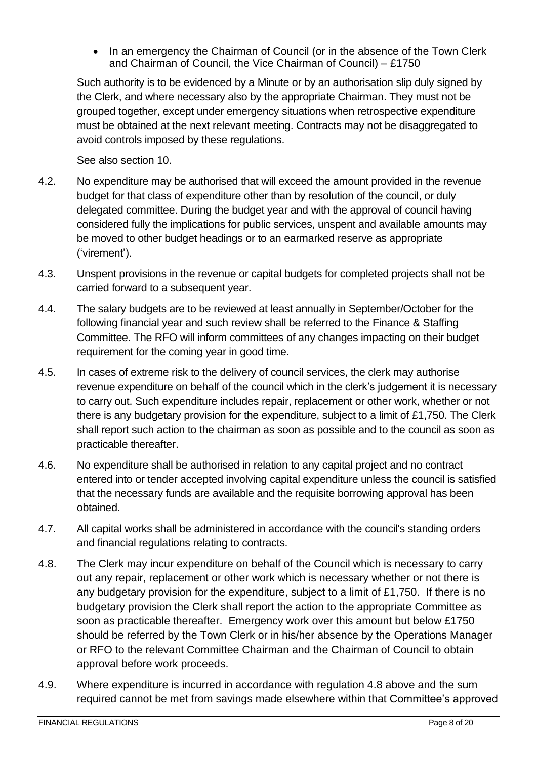- In an emergency the Chairman of Council (or in the absence of the Town Clerk and Chairman of Council, the Vice Chairman of Council) – £1750

Such authority is to be evidenced by a Minute or by an authorisation slip duly signed by the Clerk, and where necessary also by the appropriate Chairman. They must not be grouped together, except under emergency situations when retrospective expenditure must be obtained at the next relevant meeting. Contracts may not be disaggregated to avoid controls imposed by these regulations.

See also section 10.

4.2. No expenditure may be authorised that will exceed the amount provided in the revenue budget for that class of expenditure other than by resolution of the council, or duly delegated committee. During the budget year and with the approval of council having considered fully the implications for public services, unspent and available amounts may be moved to other budget headings or to an earmarked reserve as appropriate ('virement').

4.3. Unspent provisions in the revenue or capital budgets for completed projects shall not be carried forward to a subsequent year.

4.4. The salary budgets are to be reviewed at least annually in September/October for the following financial year and such review shall be referred to the Finance & Staffing Committee. The RFO will inform committees of any changes impacting on their budget requirement for the coming year in good time.

4.5. In cases of extreme risk to the delivery of council services, the clerk may authorise revenue expenditure on behalf of the council which in the clerk's judgement it is necessary to carry out. Such expenditure includes repair, replacement or other work, whether or not there is any budgetary provision for the expenditure, subject to a limit of £1,750. The Clerk shall report such action to the chairman as soon as possible and to the council as soon as practicable thereafter.

4.6. No expenditure shall be authorised in relation to any capital project and no contract entered into or tender accepted involving capital expenditure unless the council is satisfied that the necessary funds are available and the requisite borrowing approval has been obtained.

4.7. All capital works shall be administered in accordance with the council's standing orders and financial regulations relating to contracts.

4.8. The Clerk may incur expenditure on behalf of the Council which is necessary to carry out any repair, replacement or other work which is necessary whether or not there is any budgetary provision for the expenditure, subject to a limit of £1,750. If there is no budgetary provision the Clerk shall report the action to the appropriate Committee as soon as practicable thereafter. Emergency work over this amount but below £1750 should be referred by the Town Clerk or in his/her absence by the Operations Manager or RFO to the relevant Committee Chairman and the Chairman of Council to obtain approval before work proceeds.

4.9. Where expenditure is incurred in accordance with regulation 4.8 above and the sum required cannot be met from savings made elsewhere within that Committee's approved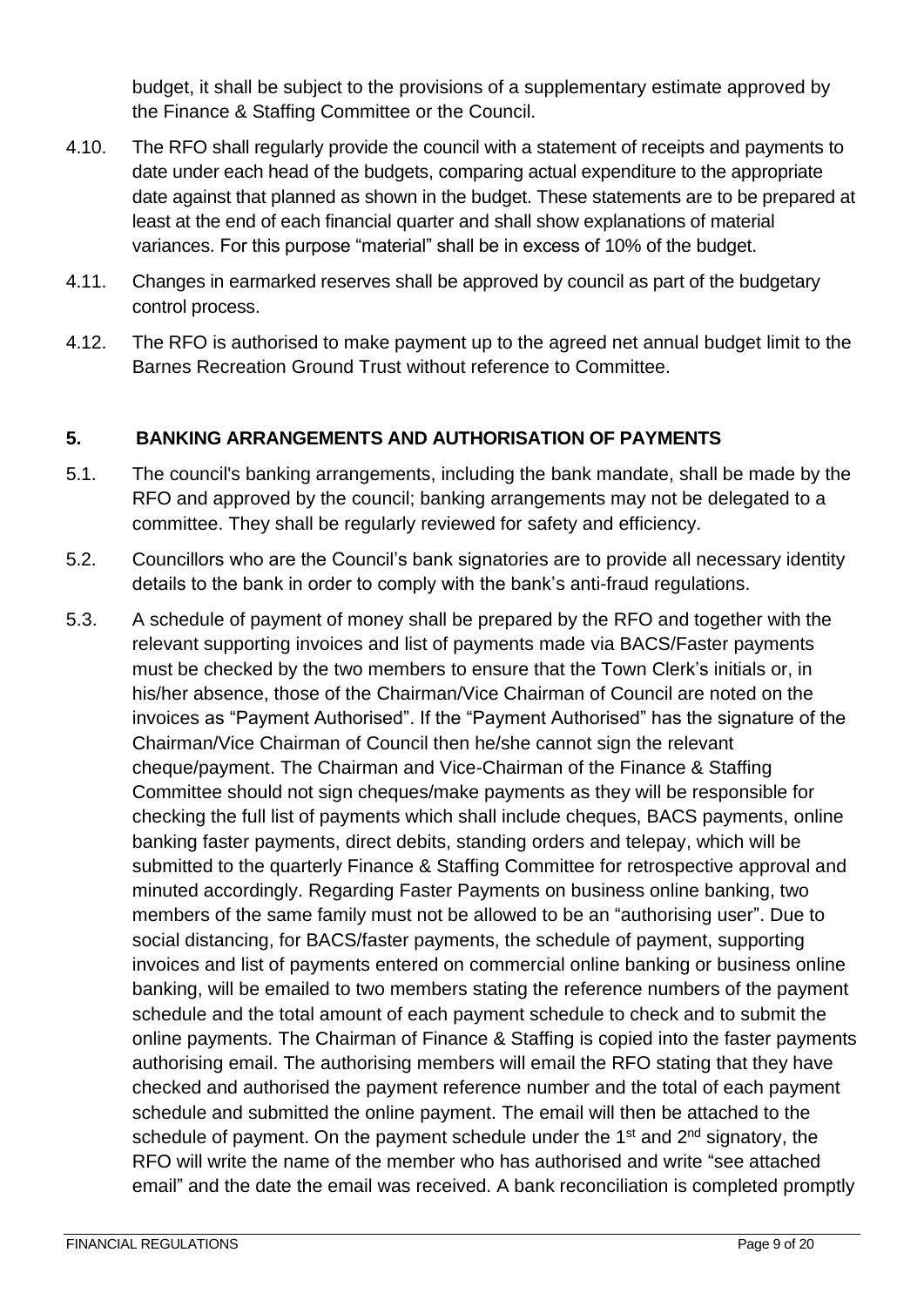budget, it shall be subject to the provisions of a supplementary estimate approved by the Finance & Staffing Committee or the Council.

4.10. The RFO shall regularly provide the council with a statement of receipts and payments to date under each head of the budgets, comparing actual expenditure to the appropriate date against that planned as shown in the budget. These statements are to be prepared at least at the end of each financial quarter and shall show explanations of material variances. For this purpose "material" shall be in excess of 10% of the budget.

4.11. Changes in earmarked reserves shall be approved by council as part of the budgetary control process.

4.12. The RFO is authorised to make payment up to the agreed net annual budget limit to the Barnes Recreation Ground Trust without reference to Committee.

## 5. BANKING ARRANGEMENTS AND AUTHORISATION OF PAYMENTS

5.1. The council's banking arrangements, including the bank mandate, shall be made by the RFO and approved by the council; banking arrangements may not be delegated to a committee. They shall be regularly reviewed for safety and efficiency.

5.2. Councillors who are the Council's bank signatories are to provide all necessary identity details to the bank in order to comply with the bank's anti-fraud regulations.

5.3. A schedule of payment of money shall be prepared by the RFO and together with the relevant supporting invoices and list of payments made via BACS/Faster payments must be checked by the two members to ensure that the Town Clerk's initials or, in his/her absence, those of the Chairman/Vice Chairman of Council are noted on the invoices as "Payment Authorised". If the "Payment Authorised" has the signature of the Chairman/Vice Chairman of Council then he/she cannot sign the relevant cheque/payment. The Chairman and Vice-Chairman of the Finance & Staffing Committee should not sign cheques/make payments as they will be responsible for checking the full list of payments which shall include cheques, BACS payments, online banking faster payments, direct debits, standing orders and telepay, which will be submitted to the quarterly Finance & Staffing Committee for retrospective approval and minuted accordingly. Regarding Faster Payments on business online banking, two members of the same family must not be allowed to be an "authorising user". Due to social distancing, for BACS/faster payments, the schedule of payment, supporting invoices and list of payments entered on commercial online banking or business online banking, will be emailed to two members stating the reference numbers of the payment schedule and the total amount of each payment schedule to check and to submit the online payments. The Chairman of Finance & Staffing is copied into the faster payments authorising email. The authorising members will email the RFO stating that they have checked and authorised the payment reference number and the total of each payment schedule and submitted the online payment. The email will then be attached to the schedule of payment. On the payment schedule under the 1st and 2nd signatory, the RFO will write the name of the member who has authorised and write "see attached email" and the date the email was received. A bank reconciliation is completed promptly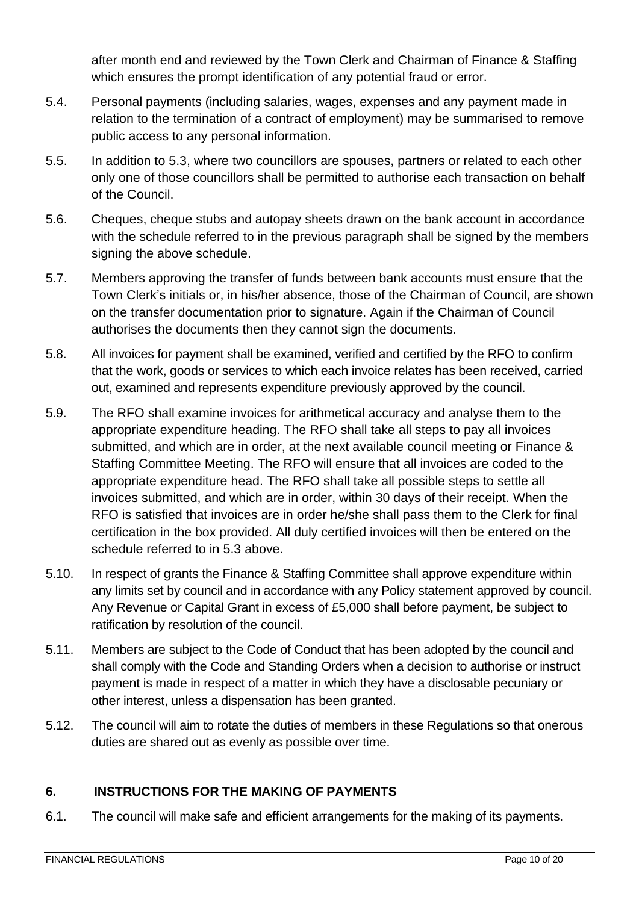after month end and reviewed by the Town Clerk and Chairman of Finance & Staffing which ensures the prompt identification of any potential fraud or error.

5.4. Personal payments (including salaries, wages, expenses and any payment made in relation to the termination of a contract of employment) may be summarised to remove public access to any personal information.

5.5. In addition to 5.3, where two councillors are spouses, partners or related to each other only one of those councillors shall be permitted to authorise each transaction on behalf of the Council.

5.6. Cheques, cheque stubs and autopay sheets drawn on the bank account in accordance with the schedule referred to in the previous paragraph shall be signed by the members signing the above schedule.

5.7. Members approving the transfer of funds between bank accounts must ensure that the Town Clerk's initials or, in his/her absence, those of the Chairman of Council, are shown on the transfer documentation prior to signature. Again if the Chairman of Council authorises the documents then they cannot sign the documents.

5.8. All invoices for payment shall be examined, verified and certified by the RFO to confirm that the work, goods or services to which each invoice relates has been received, carried out, examined and represents expenditure previously approved by the council.

5.9. The RFO shall examine invoices for arithmetical accuracy and analyse them to the appropriate expenditure heading. The RFO shall take all steps to pay all invoices submitted, and which are in order, at the next available council meeting or Finance & Staffing Committee Meeting. The RFO will ensure that all invoices are coded to the appropriate expenditure head. The RFO shall take all possible steps to settle all invoices submitted, and which are in order, within 30 days of their receipt. When the RFO is satisfied that invoices are in order he/she shall pass them to the Clerk for final certification in the box provided. All duly certified invoices will then be entered on the schedule referred to in 5.3 above.

5.10. In respect of grants the Finance & Staffing Committee shall approve expenditure within any limits set by council and in accordance with any Policy statement approved by council. Any Revenue or Capital Grant in excess of £5,000 shall before payment, be subject to ratification by resolution of the council.

5.11. Members are subject to the Code of Conduct that has been adopted by the council and shall comply with the Code and Standing Orders when a decision to authorise or instruct payment is made in respect of a matter in which they have a disclosable pecuniary or other interest, unless a dispensation has been granted.

5.12. The council will aim to rotate the duties of members in these Regulations so that onerous duties are shared out as evenly as possible over time.

## 6. INSTRUCTIONS FOR THE MAKING OF PAYMENTS

6.1. The council will make safe and efficient arrangements for the making of its payments.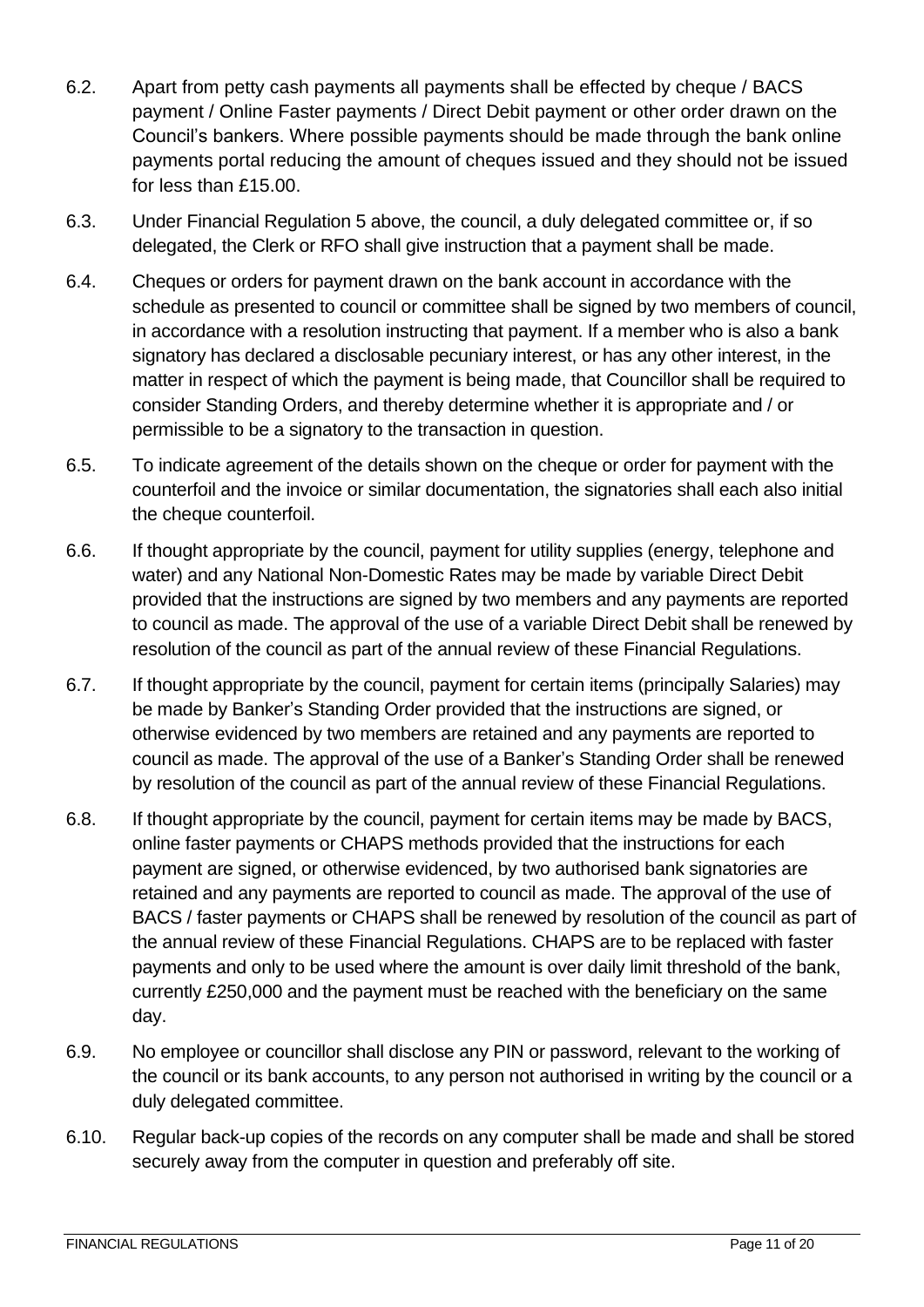6.2. Apart from petty cash payments all payments shall be effected by cheque / BACS payment / Online Faster payments / Direct Debit payment or other order drawn on the Council's bankers. Where possible payments should be made through the bank online payments portal reducing the amount of cheques issued and they should not be issued for less than £15.00.

6.3. Under Financial Regulation 5 above, the council, a duly delegated committee or, if so delegated, the Clerk or RFO shall give instruction that a payment shall be made.

6.4. Cheques or orders for payment drawn on the bank account in accordance with the schedule as presented to council or committee shall be signed by two members of council, in accordance with a resolution instructing that payment. If a member who is also a bank signatory has declared a disclosable pecuniary interest, or has any other interest, in the matter in respect of which the payment is being made, that Councillor shall be required to consider Standing Orders, and thereby determine whether it is appropriate and / or permissible to be a signatory to the transaction in question.

6.5. To indicate agreement of the details shown on the cheque or order for payment with the counterfoil and the invoice or similar documentation, the signatories shall each also initial the cheque counterfoil.

6.6. If thought appropriate by the council, payment for utility supplies (energy, telephone and water) and any National Non-Domestic Rates may be made by variable Direct Debit provided that the instructions are signed by two members and any payments are reported to council as made. The approval of the use of a variable Direct Debit shall be renewed by resolution of the council as part of the annual review of these Financial Regulations.

6.7. If thought appropriate by the council, payment for certain items (principally Salaries) may be made by Banker's Standing Order provided that the instructions are signed, or otherwise evidenced by two members are retained and any payments are reported to council as made. The approval of the use of a Banker's Standing Order shall be renewed by resolution of the council as part of the annual review of these Financial Regulations.

6.8. If thought appropriate by the council, payment for certain items may be made by BACS, online faster payments or CHAPS methods provided that the instructions for each payment are signed, or otherwise evidenced, by two authorised bank signatories are retained and any payments are reported to council as made. The approval of the use of BACS / faster payments or CHAPS shall be renewed by resolution of the council as part of the annual review of these Financial Regulations. CHAPS are to be replaced with faster payments and only to be used where the amount is over daily limit threshold of the bank, currently £250,000 and the payment must be reached with the beneficiary on the same day.

6.9. No employee or councillor shall disclose any PIN or password, relevant to the working of the council or its bank accounts, to any person not authorised in writing by the council or a duly delegated committee.

6.10. Regular back-up copies of the records on any computer shall be made and shall be stored securely away from the computer in question and preferably off site.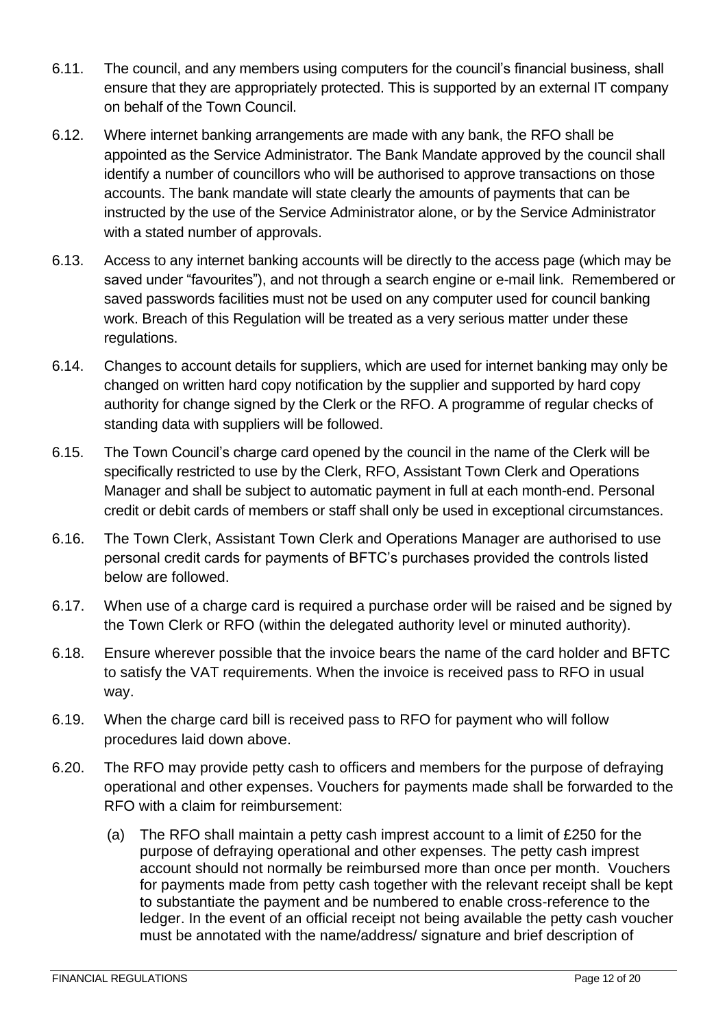6.11. The council, and any members using computers for the council's financial business, shall ensure that they are appropriately protected. This is supported by an external IT company on behalf of the Town Council.

6.12. Where internet banking arrangements are made with any bank, the RFO shall be appointed as the Service Administrator. The Bank Mandate approved by the council shall identify a number of councillors who will be authorised to approve transactions on those accounts. The bank mandate will state clearly the amounts of payments that can be instructed by the use of the Service Administrator alone, or by the Service Administrator with a stated number of approvals.

6.13. Access to any internet banking accounts will be directly to the access page (which may be saved under "favourites"), and not through a search engine or e-mail link. Remembered or saved passwords facilities must not be used on any computer used for council banking work. Breach of this Regulation will be treated as a very serious matter under these regulations.

6.14. Changes to account details for suppliers, which are used for internet banking may only be changed on written hard copy notification by the supplier and supported by hard copy authority for change signed by the Clerk or the RFO. A programme of regular checks of standing data with suppliers will be followed.

6.15. The Town Council's charge card opened by the council in the name of the Clerk will be specifically restricted to use by the Clerk, RFO, Assistant Town Clerk and Operations Manager and shall be subject to automatic payment in full at each month-end. Personal credit or debit cards of members or staff shall only be used in exceptional circumstances.

6.16. The Town Clerk, Assistant Town Clerk and Operations Manager are authorised to use personal credit cards for payments of BFTC's purchases provided the controls listed below are followed.

6.17. When use of a charge card is required a purchase order will be raised and be signed by the Town Clerk or RFO (within the delegated authority level or minuted authority).

6.18. Ensure wherever possible that the invoice bears the name of the card holder and BFTC to satisfy the VAT requirements. When the invoice is received pass to RFO in usual way.

6.19. When the charge card bill is received pass to RFO for payment who will follow procedures laid down above.

6.20. The RFO may provide petty cash to officers and members for the purpose of defraying operational and other expenses. Vouchers for payments made shall be forwarded to the RFO with a claim for reimbursement:

(a) The RFO shall maintain a petty cash imprest account to a limit of £250 for the purpose of defraying operational and other expenses. The petty cash imprest account should not normally be reimbursed more than once per month. Vouchers for payments made from petty cash together with the relevant receipt shall be kept to substantiate the payment and be numbered to enable cross-reference to the ledger. In the event of an official receipt not being available the petty cash voucher must be annotated with the name/address/ signature and brief description of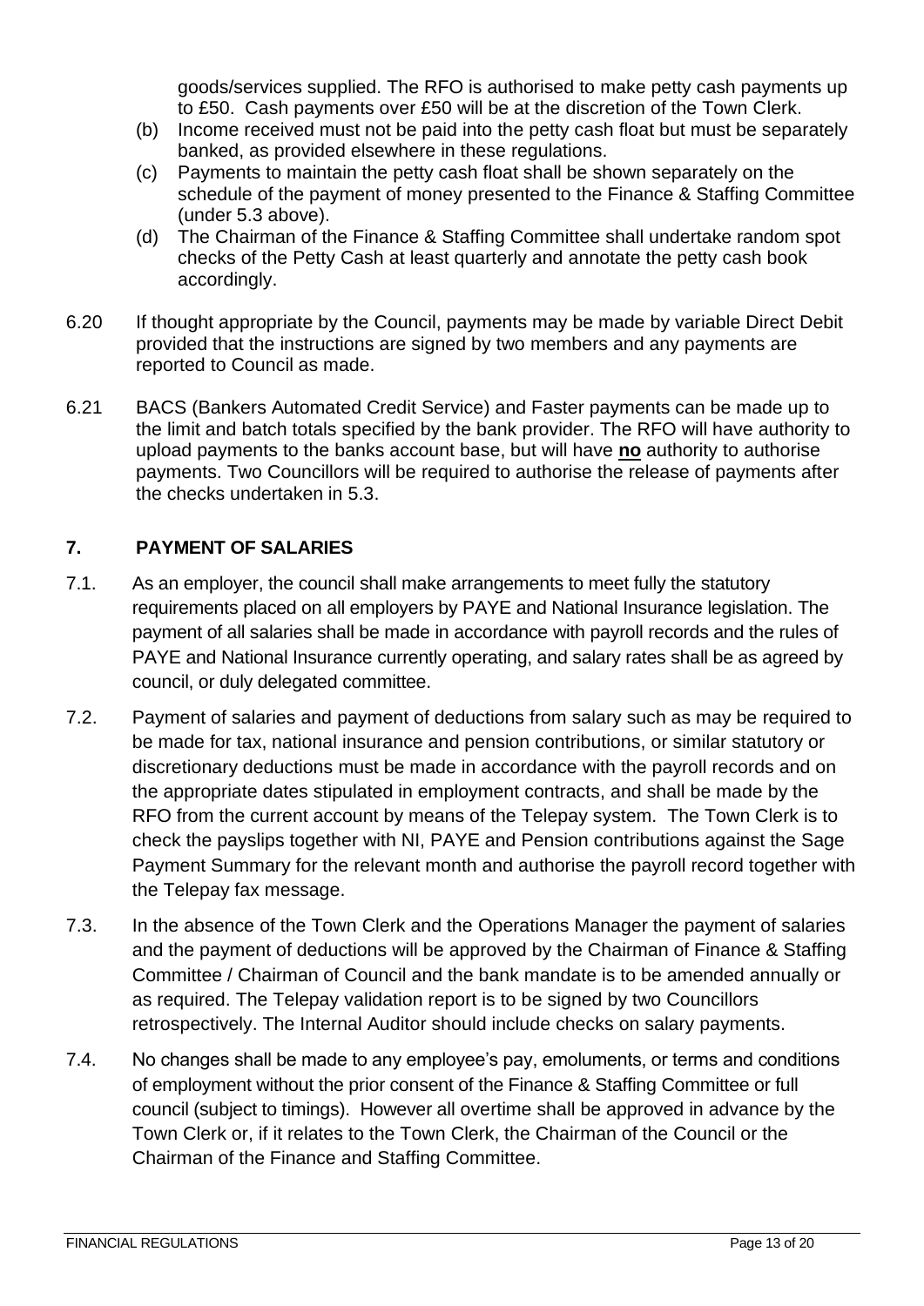goods/services supplied. The RFO is authorised to make petty cash payments up to £50. Cash payments over £50 will be at the discretion of the Town Clerk.

(b) Income received must not be paid into the petty cash float but must be separately banked, as provided elsewhere in these regulations.

(c) Payments to maintain the petty cash float shall be shown separately on the schedule of the payment of money presented to the Finance & Staffing Committee (under 5.3 above).

(d) The Chairman of the Finance & Staffing Committee shall undertake random spot checks of the Petty Cash at least quarterly and annotate the petty cash book accordingly.

6.20 If thought appropriate by the Council, payments may be made by variable Direct Debit provided that the instructions are signed by two members and any payments are reported to Council as made.

6.21 BACS (Bankers Automated Credit Service) and Faster payments can be made up to the limit and batch totals specified by the bank provider. The RFO will have authority to upload payments to the banks account base, but will have **no** authority to authorise payments. Two Councillors will be required to authorise the release of payments after the checks undertaken in 5.3.

## 7. PAYMENT OF SALARIES

7.1. As an employer, the council shall make arrangements to meet fully the statutory requirements placed on all employers by PAYE and National Insurance legislation. The payment of all salaries shall be made in accordance with payroll records and the rules of PAYE and National Insurance currently operating, and salary rates shall be as agreed by council, or duly delegated committee.

7.2. Payment of salaries and payment of deductions from salary such as may be required to be made for tax, national insurance and pension contributions, or similar statutory or discretionary deductions must be made in accordance with the payroll records and on the appropriate dates stipulated in employment contracts, and shall be made by the RFO from the current account by means of the Telepay system. The Town Clerk is to check the payslips together with NI, PAYE and Pension contributions against the Sage Payment Summary for the relevant month and authorise the payroll record together with the Telepay fax message.

7.3. In the absence of the Town Clerk and the Operations Manager the payment of salaries and the payment of deductions will be approved by the Chairman of Finance & Staffing Committee / Chairman of Council and the bank mandate is to be amended annually or as required. The Telepay validation report is to be signed by two Councillors retrospectively. The Internal Auditor should include checks on salary payments.

7.4. No changes shall be made to any employee's pay, emoluments, or terms and conditions of employment without the prior consent of the Finance & Staffing Committee or full council (subject to timings). However all overtime shall be approved in advance by the Town Clerk or, if it relates to the Town Clerk, the Chairman of the Council or the Chairman of the Finance and Staffing Committee.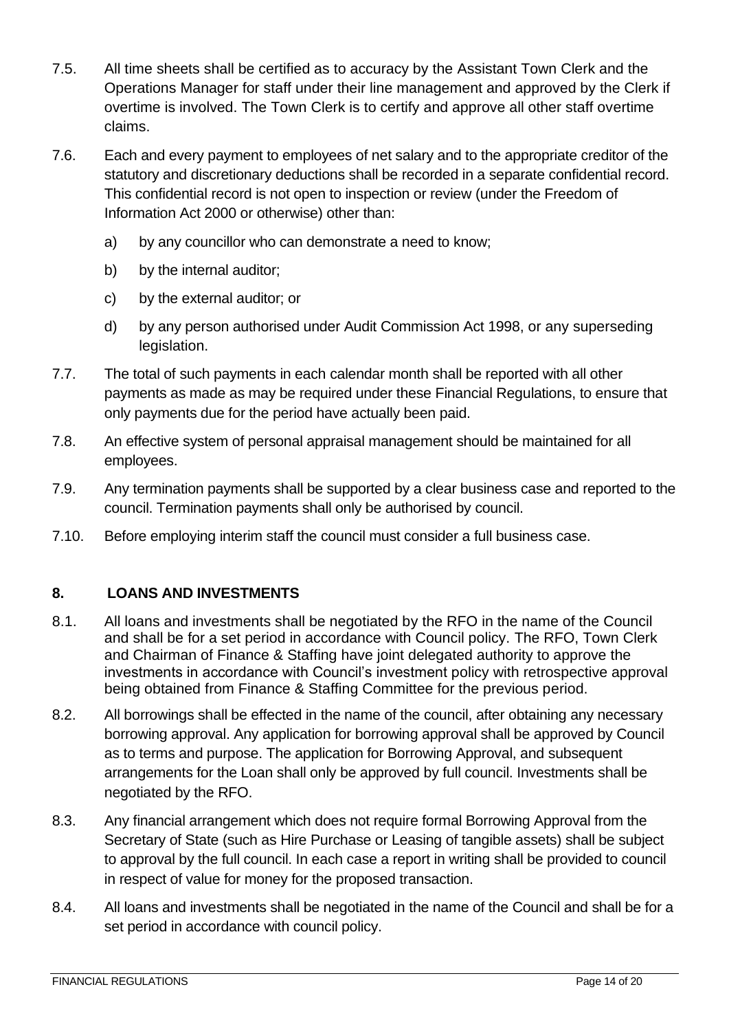7.5. All time sheets shall be certified as to accuracy by the Assistant Town Clerk and the Operations Manager for staff under their line management and approved by the Clerk if overtime is involved. The Town Clerk is to certify and approve all other staff overtime claims.

7.6. Each and every payment to employees of net salary and to the appropriate creditor of the statutory and discretionary deductions shall be recorded in a separate confidential record. This confidential record is not open to inspection or review (under the Freedom of Information Act 2000 or otherwise) other than:

a) by any councillor who can demonstrate a need to know;

b) by the internal auditor;

c) by the external auditor; or

d) by any person authorised under Audit Commission Act 1998, or any superseding legislation.

7.7. The total of such payments in each calendar month shall be reported with all other payments as made as may be required under these Financial Regulations, to ensure that only payments due for the period have actually been paid.

7.8. An effective system of personal appraisal management should be maintained for all employees.

7.9. Any termination payments shall be supported by a clear business case and reported to the council. Termination payments shall only be authorised by council.

7.10. Before employing interim staff the council must consider a full business case.

## 8. LOANS AND INVESTMENTS

8.1. All loans and investments shall be negotiated by the RFO in the name of the Council and shall be for a set period in accordance with Council policy. The RFO, Town Clerk and Chairman of Finance & Staffing have joint delegated authority to approve the investments in accordance with Council's investment policy with retrospective approval being obtained from Finance & Staffing Committee for the previous period.

8.2. All borrowings shall be effected in the name of the council, after obtaining any necessary borrowing approval. Any application for borrowing approval shall be approved by Council as to terms and purpose. The application for Borrowing Approval, and subsequent arrangements for the Loan shall only be approved by full council. Investments shall be negotiated by the RFO.

8.3. Any financial arrangement which does not require formal Borrowing Approval from the Secretary of State (such as Hire Purchase or Leasing of tangible assets) shall be subject to approval by the full council. In each case a report in writing shall be provided to council in respect of value for money for the proposed transaction.

8.4. All loans and investments shall be negotiated in the name of the Council and shall be for a set period in accordance with council policy.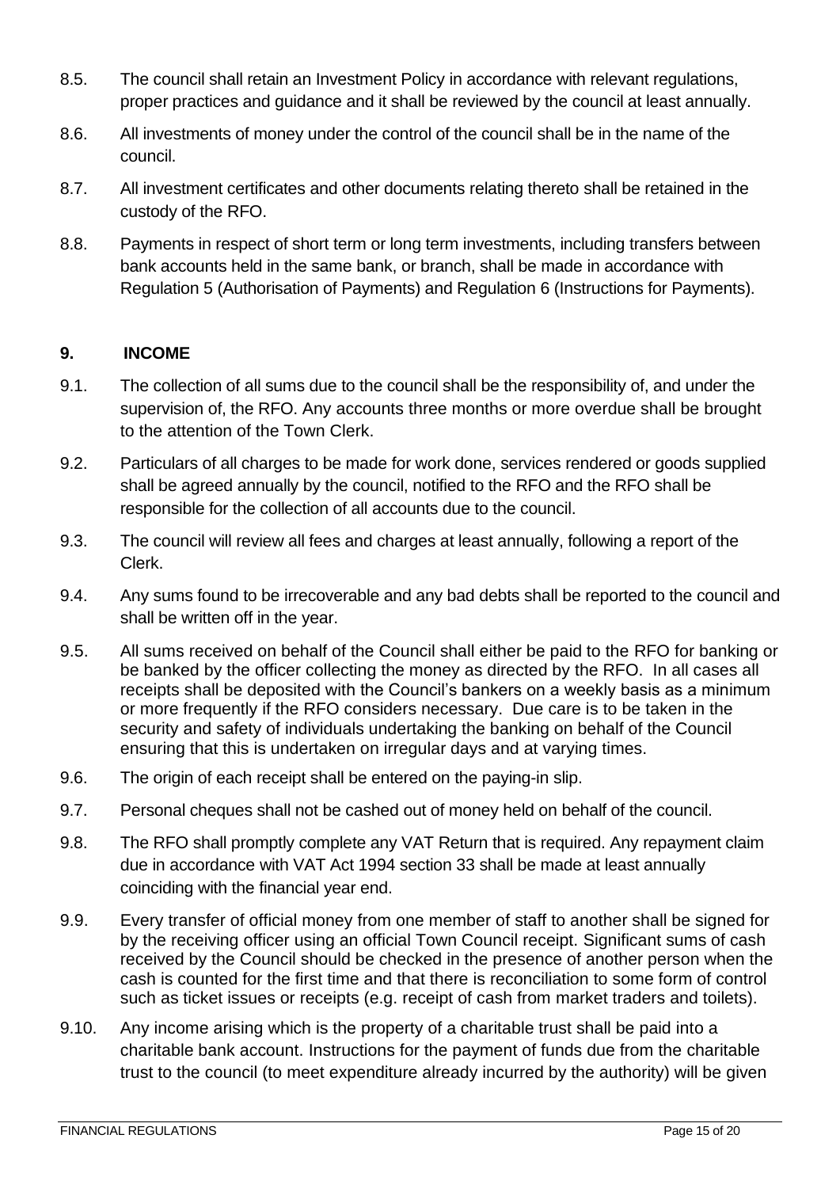8.5. The council shall retain an Investment Policy in accordance with relevant regulations, proper practices and guidance and it shall be reviewed by the council at least annually.

8.6. All investments of money under the control of the council shall be in the name of the council.

8.7. All investment certificates and other documents relating thereto shall be retained in the custody of the RFO.

8.8. Payments in respect of short term or long term investments, including transfers between bank accounts held in the same bank, or branch, shall be made in accordance with Regulation 5 (Authorisation of Payments) and Regulation 6 (Instructions for Payments).

## 9. INCOME

9.1. The collection of all sums due to the council shall be the responsibility of, and under the supervision of, the RFO. Any accounts three months or more overdue shall be brought to the attention of the Town Clerk.

9.2. Particulars of all charges to be made for work done, services rendered or goods supplied shall be agreed annually by the council, notified to the RFO and the RFO shall be responsible for the collection of all accounts due to the council.

9.3. The council will review all fees and charges at least annually, following a report of the Clerk.

9.4. Any sums found to be irrecoverable and any bad debts shall be reported to the council and shall be written off in the year.

9.5. All sums received on behalf of the Council shall either be paid to the RFO for banking or be banked by the officer collecting the money as directed by the RFO. In all cases all receipts shall be deposited with the Council's bankers on a weekly basis as a minimum or more frequently if the RFO considers necessary. Due care is to be taken in the security and safety of individuals undertaking the banking on behalf of the Council ensuring that this is undertaken on irregular days and at varying times.

9.6. The origin of each receipt shall be entered on the paying-in slip.

9.7. Personal cheques shall not be cashed out of money held on behalf of the council.

9.8. The RFO shall promptly complete any VAT Return that is required. Any repayment claim due in accordance with VAT Act 1994 section 33 shall be made at least annually coinciding with the financial year end.

9.9. Every transfer of official money from one member of staff to another shall be signed for by the receiving officer using an official Town Council receipt. Significant sums of cash received by the Council should be checked in the presence of another person when the cash is counted for the first time and that there is reconciliation to some form of control such as ticket issues or receipts (e.g. receipt of cash from market traders and toilets).

9.10. Any income arising which is the property of a charitable trust shall be paid into a charitable bank account. Instructions for the payment of funds due from the charitable trust to the council (to meet expenditure already incurred by the authority) will be given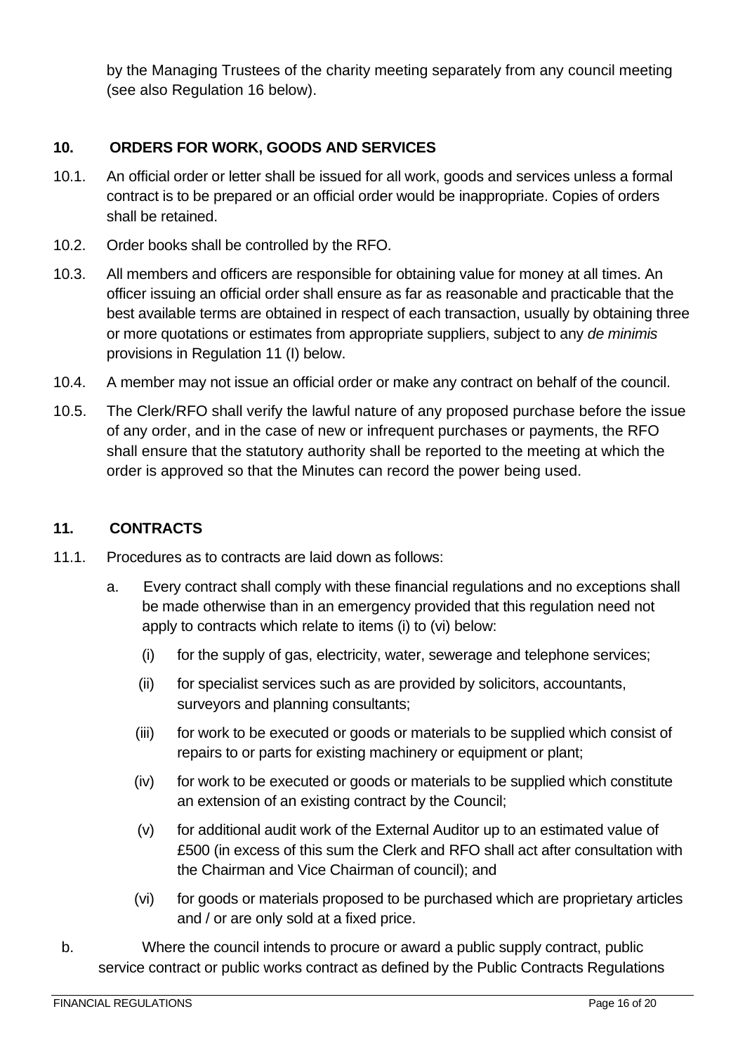by the Managing Trustees of the charity meeting separately from any council meeting (see also Regulation 16 below).

## 10. ORDERS FOR WORK, GOODS AND SERVICES

10.1. An official order or letter shall be issued for all work, goods and services unless a formal contract is to be prepared or an official order would be inappropriate. Copies of orders shall be retained.

10.2. Order books shall be controlled by the RFO.

10.3. All members and officers are responsible for obtaining value for money at all times. An officer issuing an official order shall ensure as far as reasonable and practicable that the best available terms are obtained in respect of each transaction, usually by obtaining three or more quotations or estimates from appropriate suppliers, subject to any *de minimis* provisions in Regulation 11 (I) below.

10.4. A member may not issue an official order or make any contract on behalf of the council.

10.5. The Clerk/RFO shall verify the lawful nature of any proposed purchase before the issue of any order, and in the case of new or infrequent purchases or payments, the RFO shall ensure that the statutory authority shall be reported to the meeting at which the order is approved so that the Minutes can record the power being used.

## 11. CONTRACTS

11.1. Procedures as to contracts are laid down as follows:

a. Every contract shall comply with these financial regulations and no exceptions shall be made otherwise than in an emergency provided that this regulation need not apply to contracts which relate to items (i) to (vi) below:

   (i) for the supply of gas, electricity, water, sewerage and telephone services;

   (ii) for specialist services such as are provided by solicitors, accountants, surveyors and planning consultants;

   (iii) for work to be executed or goods or materials to be supplied which consist of repairs to or parts for existing machinery or equipment or plant;

   (iv) for work to be executed or goods or materials to be supplied which constitute an extension of an existing contract by the Council;

   (v) for additional audit work of the External Auditor up to an estimated value of £500 (in excess of this sum the Clerk and RFO shall act after consultation with the Chairman and Vice Chairman of council); and

   (vi) for goods or materials proposed to be purchased which are proprietary articles and / or are only sold at a fixed price.

b. Where the council intends to procure or award a public supply contract, public service contract or public works contract as defined by the Public Contracts Regulations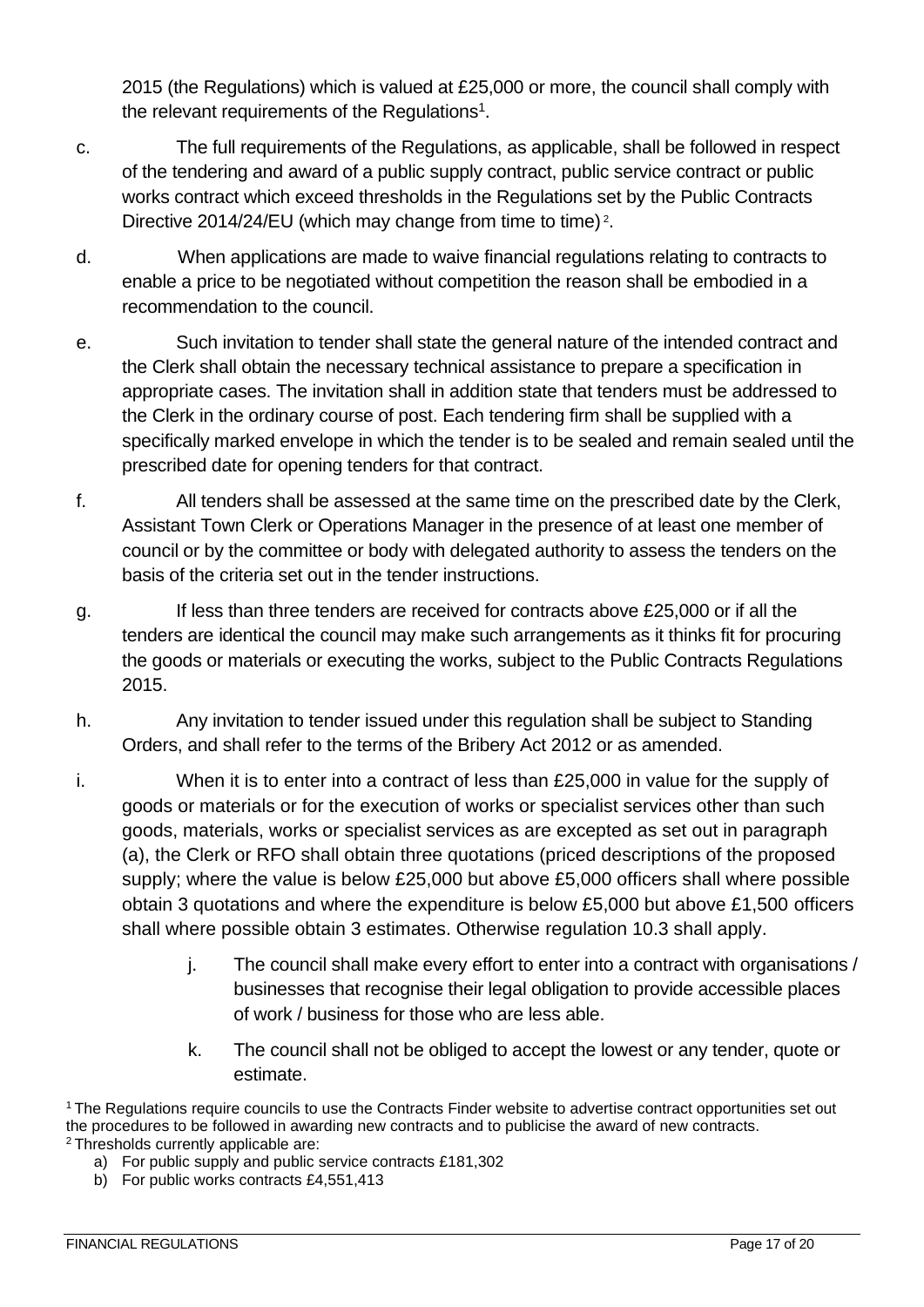2015 (the Regulations) which is valued at £25,000 or more, the council shall comply with the relevant requirements of the Regulations[1].

c. The full requirements of the Regulations, as applicable, shall be followed in respect of the tendering and award of a public supply contract, public service contract or public works contract which exceed thresholds in the Regulations set by the Public Contracts Directive 2014/24/EU (which may change from time to time)[2].

d. When applications are made to waive financial regulations relating to contracts to enable a price to be negotiated without competition the reason shall be embodied in a recommendation to the council.

e. Such invitation to tender shall state the general nature of the intended contract and the Clerk shall obtain the necessary technical assistance to prepare a specification in appropriate cases. The invitation shall in addition state that tenders must be addressed to the Clerk in the ordinary course of post. Each tendering firm shall be supplied with a specifically marked envelope in which the tender is to be sealed and remain sealed until the prescribed date for opening tenders for that contract.

f. All tenders shall be assessed at the same time on the prescribed date by the Clerk, Assistant Town Clerk or Operations Manager in the presence of at least one member of council or by the committee or body with delegated authority to assess the tenders on the basis of the criteria set out in the tender instructions.

g. If less than three tenders are received for contracts above £25,000 or if all the tenders are identical the council may make such arrangements as it thinks fit for procuring the goods or materials or executing the works, subject to the Public Contracts Regulations 2015.

h. Any invitation to tender issued under this regulation shall be subject to Standing Orders, and shall refer to the terms of the Bribery Act 2012 or as amended.

i. When it is to enter into a contract of less than £25,000 in value for the supply of goods or materials or for the execution of works or specialist services other than such goods, materials, works or specialist services as are excepted as set out in paragraph (a), the Clerk or RFO shall obtain three quotations (priced descriptions of the proposed supply; where the value is below £25,000 but above £5,000 officers shall where possible obtain 3 quotations and where the expenditure is below £5,000 but above £1,500 officers shall where possible obtain 3 estimates. Otherwise regulation 10.3 shall apply.

j. The council shall make every effort to enter into a contract with organisations / businesses that recognise their legal obligation to provide accessible places of work / business for those who are less able.

k. The council shall not be obliged to accept the lowest or any tender, quote or estimate.

[1] The Regulations require councils to use the Contracts Finder website to advertise contract opportunities set out the procedures to be followed in awarding new contracts and to publicise the award of new contracts.

[2] Thresholds currently applicable are:

a) For public supply and public service contracts £181,302
b) For public works contracts £4,551,413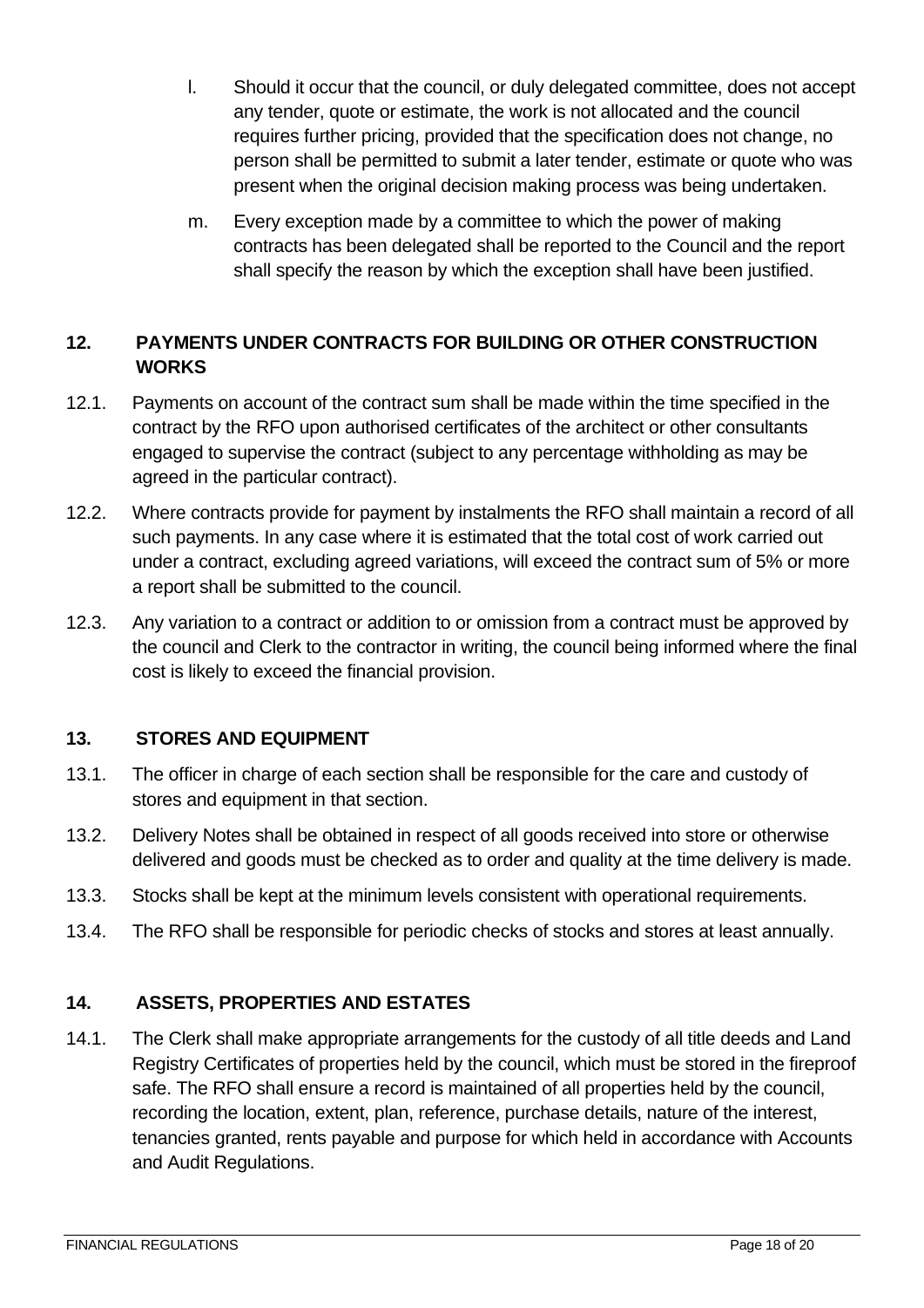l. Should it occur that the council, or duly delegated committee, does not accept any tender, quote or estimate, the work is not allocated and the council requires further pricing, provided that the specification does not change, no person shall be permitted to submit a later tender, estimate or quote who was present when the original decision making process was being undertaken.

m. Every exception made by a committee to which the power of making contracts has been delegated shall be reported to the Council and the report shall specify the reason by which the exception shall have been justified.

## 12. PAYMENTS UNDER CONTRACTS FOR BUILDING OR OTHER CONSTRUCTION WORKS

12.1. Payments on account of the contract sum shall be made within the time specified in the contract by the RFO upon authorised certificates of the architect or other consultants engaged to supervise the contract (subject to any percentage withholding as may be agreed in the particular contract).

12.2. Where contracts provide for payment by instalments the RFO shall maintain a record of all such payments. In any case where it is estimated that the total cost of work carried out under a contract, excluding agreed variations, will exceed the contract sum of 5% or more a report shall be submitted to the council.

12.3. Any variation to a contract or addition to or omission from a contract must be approved by the council and Clerk to the contractor in writing, the council being informed where the final cost is likely to exceed the financial provision.

## 13. STORES AND EQUIPMENT

13.1. The officer in charge of each section shall be responsible for the care and custody of stores and equipment in that section.

13.2. Delivery Notes shall be obtained in respect of all goods received into store or otherwise delivered and goods must be checked as to order and quality at the time delivery is made.

13.3. Stocks shall be kept at the minimum levels consistent with operational requirements.

13.4. The RFO shall be responsible for periodic checks of stocks and stores at least annually.

## 14. ASSETS, PROPERTIES AND ESTATES

14.1. The Clerk shall make appropriate arrangements for the custody of all title deeds and Land Registry Certificates of properties held by the council, which must be stored in the fireproof safe. The RFO shall ensure a record is maintained of all properties held by the council, recording the location, extent, plan, reference, purchase details, nature of the interest, tenancies granted, rents payable and purpose for which held in accordance with Accounts and Audit Regulations.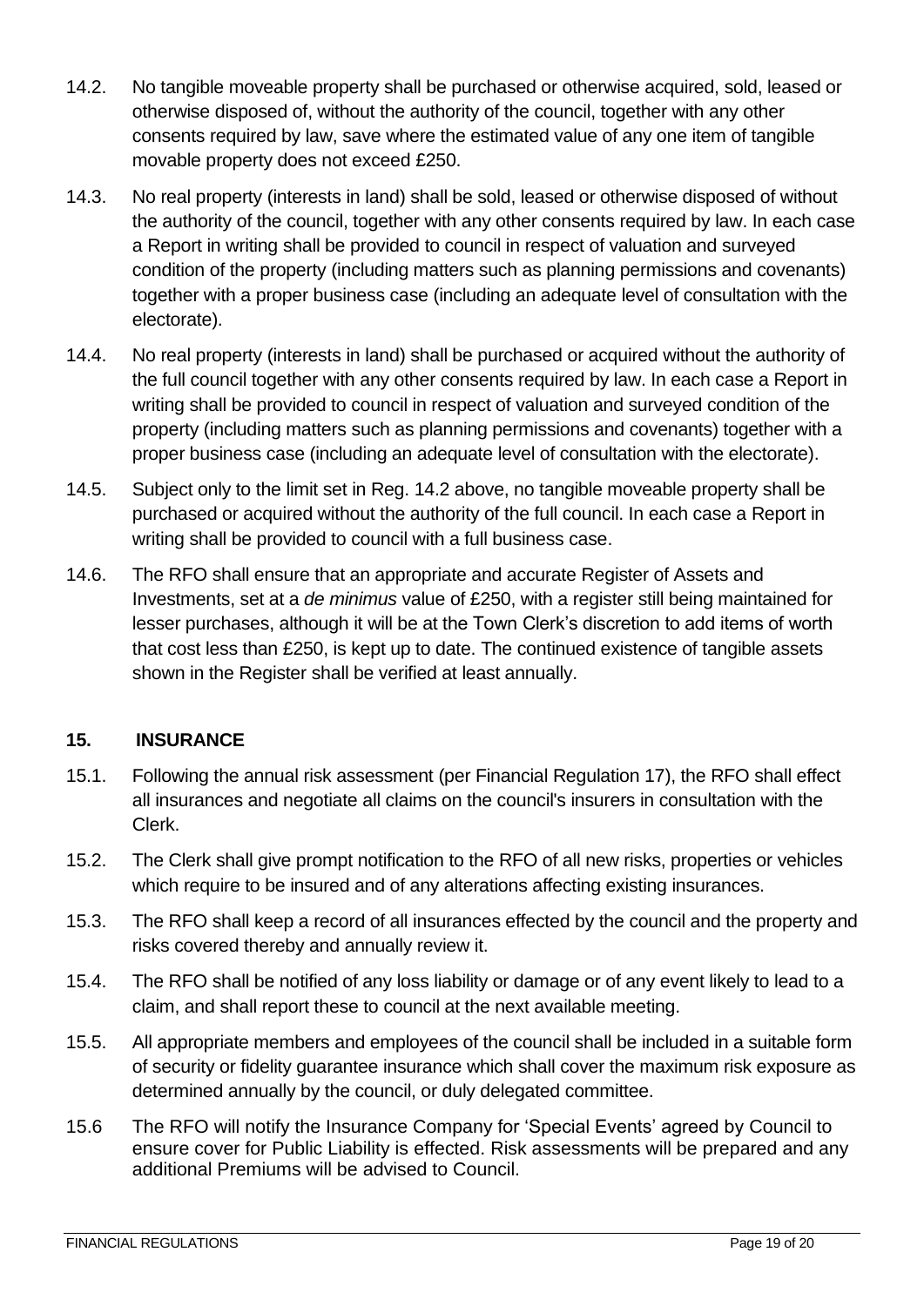14.2. No tangible moveable property shall be purchased or otherwise acquired, sold, leased or otherwise disposed of, without the authority of the council, together with any other consents required by law, save where the estimated value of any one item of tangible movable property does not exceed £250.

14.3. No real property (interests in land) shall be sold, leased or otherwise disposed of without the authority of the council, together with any other consents required by law. In each case a Report in writing shall be provided to council in respect of valuation and surveyed condition of the property (including matters such as planning permissions and covenants) together with a proper business case (including an adequate level of consultation with the electorate).

14.4. No real property (interests in land) shall be purchased or acquired without the authority of the full council together with any other consents required by law. In each case a Report in writing shall be provided to council in respect of valuation and surveyed condition of the property (including matters such as planning permissions and covenants) together with a proper business case (including an adequate level of consultation with the electorate).

14.5. Subject only to the limit set in Reg. 14.2 above, no tangible moveable property shall be purchased or acquired without the authority of the full council. In each case a Report in writing shall be provided to council with a full business case.

14.6. The RFO shall ensure that an appropriate and accurate Register of Assets and Investments, set at a *de minimus* value of £250, with a register still being maintained for lesser purchases, although it will be at the Town Clerk's discretion to add items of worth that cost less than £250, is kept up to date. The continued existence of tangible assets shown in the Register shall be verified at least annually.

## 15. INSURANCE

15.1. Following the annual risk assessment (per Financial Regulation 17), the RFO shall effect all insurances and negotiate all claims on the council's insurers in consultation with the Clerk.

15.2. The Clerk shall give prompt notification to the RFO of all new risks, properties or vehicles which require to be insured and of any alterations affecting existing insurances.

15.3. The RFO shall keep a record of all insurances effected by the council and the property and risks covered thereby and annually review it.

15.4. The RFO shall be notified of any loss liability or damage or of any event likely to lead to a claim, and shall report these to council at the next available meeting.

15.5. All appropriate members and employees of the council shall be included in a suitable form of security or fidelity guarantee insurance which shall cover the maximum risk exposure as determined annually by the council, or duly delegated committee.

15.6 The RFO will notify the Insurance Company for 'Special Events' agreed by Council to ensure cover for Public Liability is effected. Risk assessments will be prepared and any additional Premiums will be advised to Council.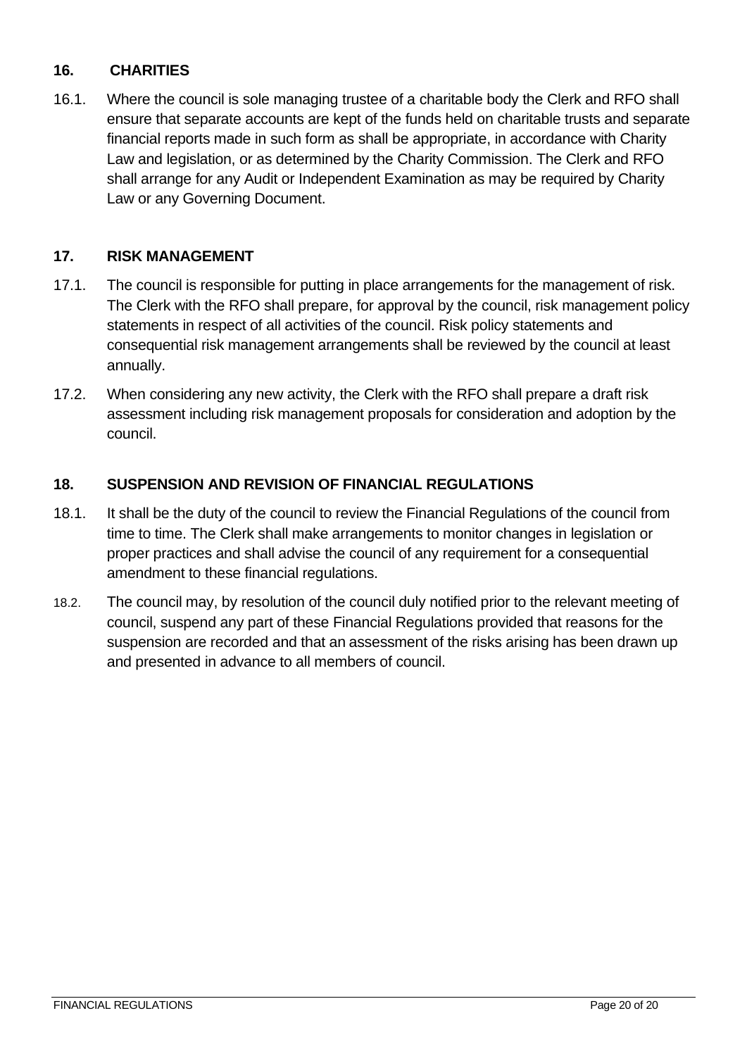## 16. CHARITIES

16.1. Where the council is sole managing trustee of a charitable body the Clerk and RFO shall ensure that separate accounts are kept of the funds held on charitable trusts and separate financial reports made in such form as shall be appropriate, in accordance with Charity Law and legislation, or as determined by the Charity Commission. The Clerk and RFO shall arrange for any Audit or Independent Examination as may be required by Charity Law or any Governing Document.

## 17. RISK MANAGEMENT

17.1. The council is responsible for putting in place arrangements for the management of risk. The Clerk with the RFO shall prepare, for approval by the council, risk management policy statements in respect of all activities of the council. Risk policy statements and consequential risk management arrangements shall be reviewed by the council at least annually.

17.2. When considering any new activity, the Clerk with the RFO shall prepare a draft risk assessment including risk management proposals for consideration and adoption by the council.

## 18. SUSPENSION AND REVISION OF FINANCIAL REGULATIONS

18.1. It shall be the duty of the council to review the Financial Regulations of the council from time to time. The Clerk shall make arrangements to monitor changes in legislation or proper practices and shall advise the council of any requirement for a consequential amendment to these financial regulations.

18.2. The council may, by resolution of the council duly notified prior to the relevant meeting of council, suspend any part of these Financial Regulations provided that reasons for the suspension are recorded and that an assessment of the risks arising has been drawn up and presented in advance to all members of council.